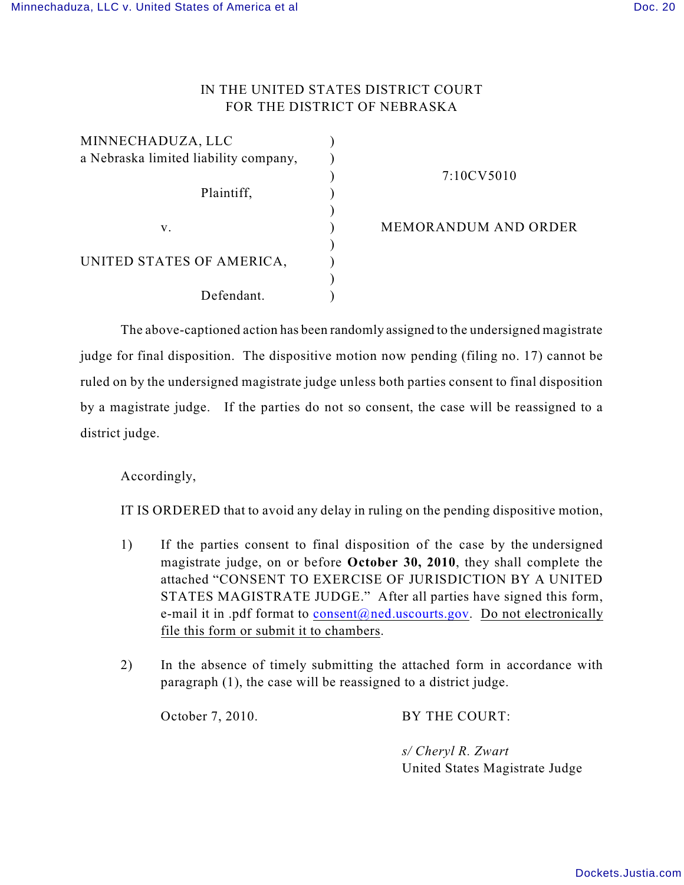IN THE UNITED STATES DISTRICT COURT
FOR THE DISTRICT OF NEBRASKA

| | | |
|---|---|---|
| MINNECHADUZA, LLC a Nebraska limited liability company, | ) | 7:10CV5010 |
| Plaintiff, | ) | |
| v. | ) | MEMORANDUM AND ORDER |
| UNITED STATES OF AMERICA, | ) | |
| Defendant. | ) | |

The above-captioned action has been randomly assigned to the undersigned magistrate judge for final disposition. The dispositive motion now pending (filing no. 17) cannot be ruled on by the undersigned magistrate judge unless both parties consent to final disposition by a magistrate judge. If the parties do not so consent, the case will be reassigned to a district judge.

Accordingly,

IT IS ORDERED that to avoid any delay in ruling on the pending dispositive motion,

1) If the parties consent to final disposition of the case by the undersigned magistrate judge, on or before **October 30, 2010**, they shall complete the attached "CONSENT TO EXERCISE OF JURISDICTION BY A UNITED STATES MAGISTRATE JUDGE." After all parties have signed this form, e-mail it in .pdf format to consent@ned.uscourts.gov. Do not electronically file this form or submit it to chambers.

2) In the absence of timely submitting the attached form in accordance with paragraph (1), the case will be reassigned to a district judge.

October 7, 2010.

BY THE COURT:

*s/ Cheryl R. Zwart*
United States Magistrate Judge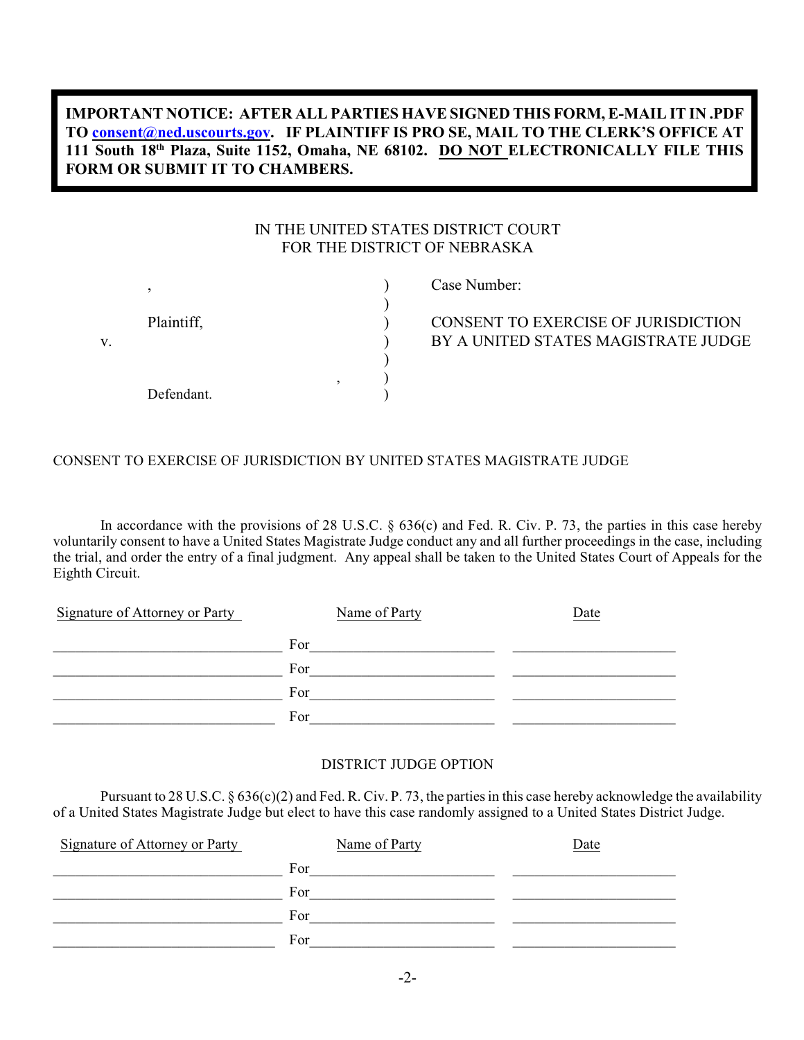**IMPORTANT NOTICE: AFTER ALL PARTIES HAVE SIGNED THIS FORM, E-MAIL IT IN .PDF TO consent@ned.uscourts.gov. IF PLAINTIFF IS PRO SE, MAIL TO THE CLERK'S OFFICE AT 111 South 18th Plaza, Suite 1152, Omaha, NE 68102. DO NOT ELECTRONICALLY FILE THIS FORM OR SUBMIT IT TO CHAMBERS.**

IN THE UNITED STATES DISTRICT COURT
FOR THE DISTRICT OF NEBRASKA

| | |
|---|---|
| , | Case Number: |
| Plaintiff, | |
| v. | CONSENT TO EXERCISE OF JURISDICTION BY A UNITED STATES MAGISTRATE JUDGE |
| , | |
| Defendant. | |

CONSENT TO EXERCISE OF JURISDICTION BY UNITED STATES MAGISTRATE JUDGE

In accordance with the provisions of 28 U.S.C. § 636(c) and Fed. R. Civ. P. 73, the parties in this case hereby voluntarily consent to have a United States Magistrate Judge conduct any and all further proceedings in the case, including the trial, and order the entry of a final judgment. Any appeal shall be taken to the United States Court of Appeals for the Eighth Circuit.

| Signature of Attorney or Party | Name of Party | Date |
|---|---|---|
| ______________________________ | For______________________ | ____________________ |
| ______________________________ | For______________________ | ____________________ |
| ______________________________ | For______________________ | ____________________ |
| ______________________________ | For______________________ | ____________________ |

DISTRICT JUDGE OPTION

Pursuant to 28 U.S.C. § 636(c)(2) and Fed. R. Civ. P. 73, the parties in this case hereby acknowledge the availability of a United States Magistrate Judge but elect to have this case randomly assigned to a United States District Judge.

| Signature of Attorney or Party | Name of Party | Date |
|---|---|---|
| ______________________________ | For______________________ | ____________________ |
| ______________________________ | For______________________ | ____________________ |
| ______________________________ | For______________________ | ____________________ |
| ______________________________ | For______________________ | ____________________ |